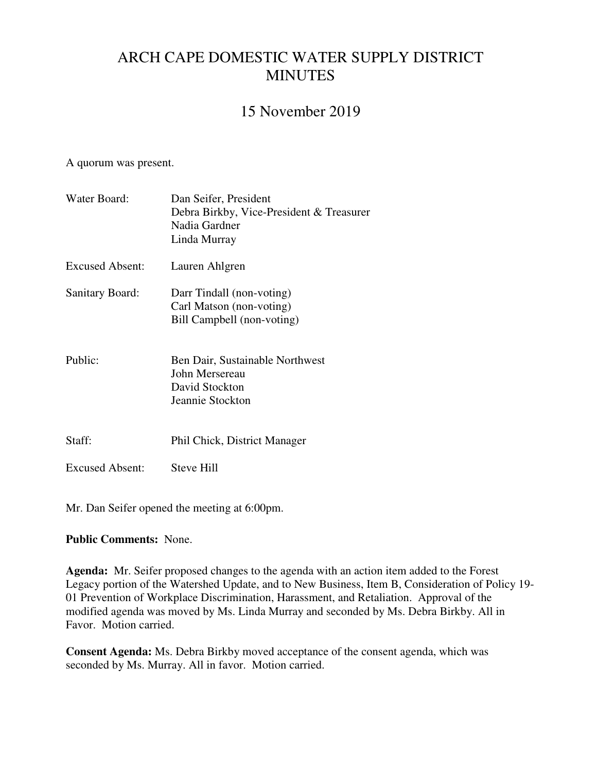# ARCH CAPE DOMESTIC WATER SUPPLY DISTRICT MINUTES

## 15 November 2019

A quorum was present.

| | |
|---|---|
| Water Board: | Dan Seifer, President<br>Debra Birkby, Vice-President & Treasurer<br>Nadia Gardner<br>Linda Murray |
| Excused Absent: | Lauren Ahlgren |
| Sanitary Board: | Darr Tindall (non-voting)<br>Carl Matson (non-voting)<br>Bill Campbell (non-voting) |
| Public: | Ben Dair, Sustainable Northwest<br>John Mersereau<br>David Stockton<br>Jeannie Stockton |
| Staff: | Phil Chick, District Manager |
| Excused Absent: | Steve Hill |

Mr. Dan Seifer opened the meeting at 6:00pm.

**Public Comments:** None.

**Agenda:** Mr. Seifer proposed changes to the agenda with an action item added to the Forest Legacy portion of the Watershed Update, and to New Business, Item B, Consideration of Policy 19-01 Prevention of Workplace Discrimination, Harassment, and Retaliation. Approval of the modified agenda was moved by Ms. Linda Murray and seconded by Ms. Debra Birkby. All in Favor. Motion carried.

**Consent Agenda:** Ms. Debra Birkby moved acceptance of the consent agenda, which was seconded by Ms. Murray. All in favor. Motion carried.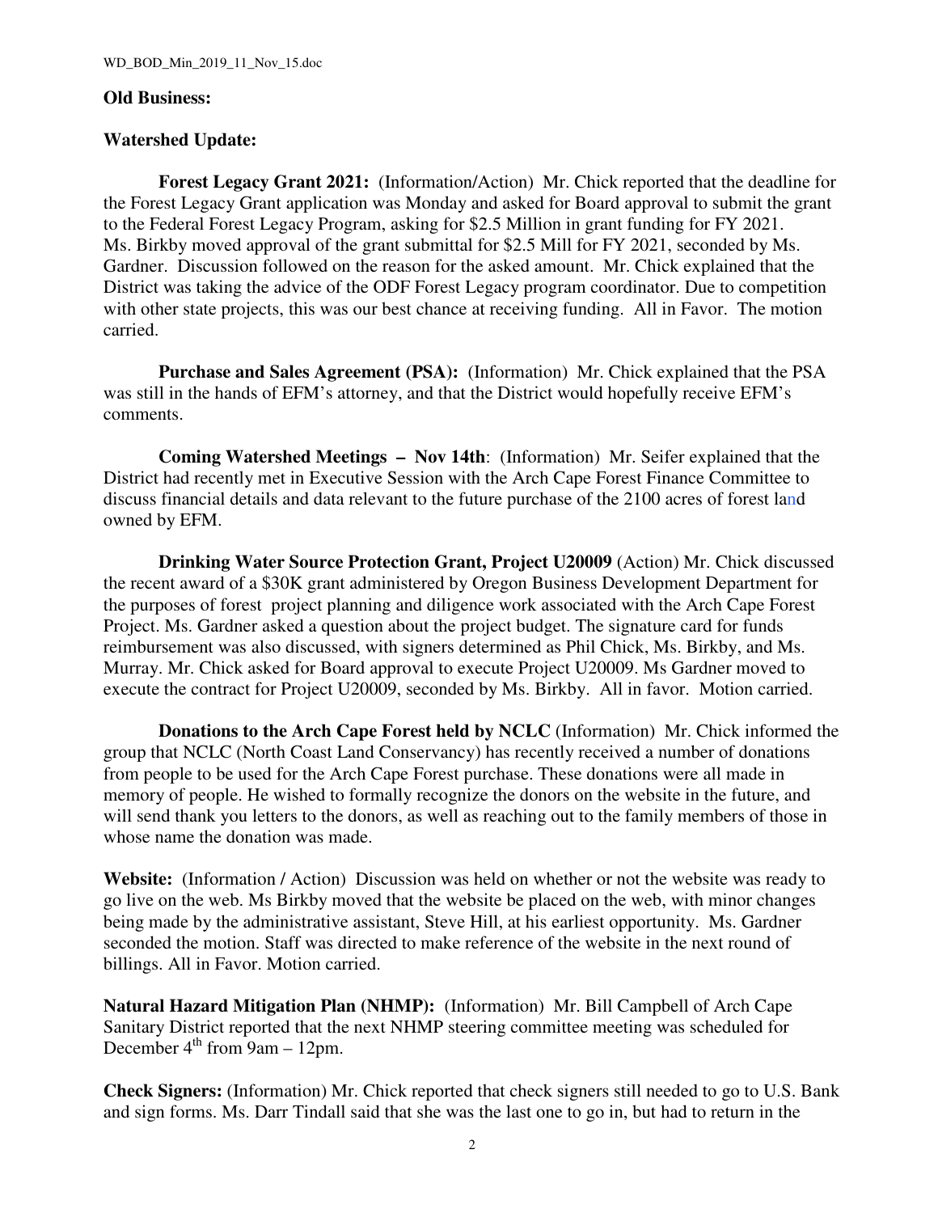**Old Business:**

**Watershed Update:**

**Forest Legacy Grant 2021:** (Information/Action) Mr. Chick reported that the deadline for the Forest Legacy Grant application was Monday and asked for Board approval to submit the grant to the Federal Forest Legacy Program, asking for $2.5 Million in grant funding for FY 2021. Ms. Birkby moved approval of the grant submittal for $2.5 Mill for FY 2021, seconded by Ms. Gardner. Discussion followed on the reason for the asked amount. Mr. Chick explained that the District was taking the advice of the ODF Forest Legacy program coordinator. Due to competition with other state projects, this was our best chance at receiving funding. All in Favor. The motion carried.

**Purchase and Sales Agreement (PSA):** (Information) Mr. Chick explained that the PSA was still in the hands of EFM's attorney, and that the District would hopefully receive EFM's comments.

**Coming Watershed Meetings – Nov 14th**: (Information) Mr. Seifer explained that the District had recently met in Executive Session with the Arch Cape Forest Finance Committee to discuss financial details and data relevant to the future purchase of the 2100 acres of forest land owned by EFM.

**Drinking Water Source Protection Grant, Project U20009** (Action) Mr. Chick discussed the recent award of a $30K grant administered by Oregon Business Development Department for the purposes of forest project planning and diligence work associated with the Arch Cape Forest Project. Ms. Gardner asked a question about the project budget. The signature card for funds reimbursement was also discussed, with signers determined as Phil Chick, Ms. Birkby, and Ms. Murray. Mr. Chick asked for Board approval to execute Project U20009. Ms Gardner moved to execute the contract for Project U20009, seconded by Ms. Birkby. All in favor. Motion carried.

**Donations to the Arch Cape Forest held by NCLC** (Information) Mr. Chick informed the group that NCLC (North Coast Land Conservancy) has recently received a number of donations from people to be used for the Arch Cape Forest purchase. These donations were all made in memory of people. He wished to formally recognize the donors on the website in the future, and will send thank you letters to the donors, as well as reaching out to the family members of those in whose name the donation was made.

**Website:** (Information / Action) Discussion was held on whether or not the website was ready to go live on the web. Ms Birkby moved that the website be placed on the web, with minor changes being made by the administrative assistant, Steve Hill, at his earliest opportunity. Ms. Gardner seconded the motion. Staff was directed to make reference of the website in the next round of billings. All in Favor. Motion carried.

**Natural Hazard Mitigation Plan (NHMP):** (Information) Mr. Bill Campbell of Arch Cape Sanitary District reported that the next NHMP steering committee meeting was scheduled for December 4th from 9am – 12pm.

**Check Signers:** (Information) Mr. Chick reported that check signers still needed to go to U.S. Bank and sign forms. Ms. Darr Tindall said that she was the last one to go in, but had to return in the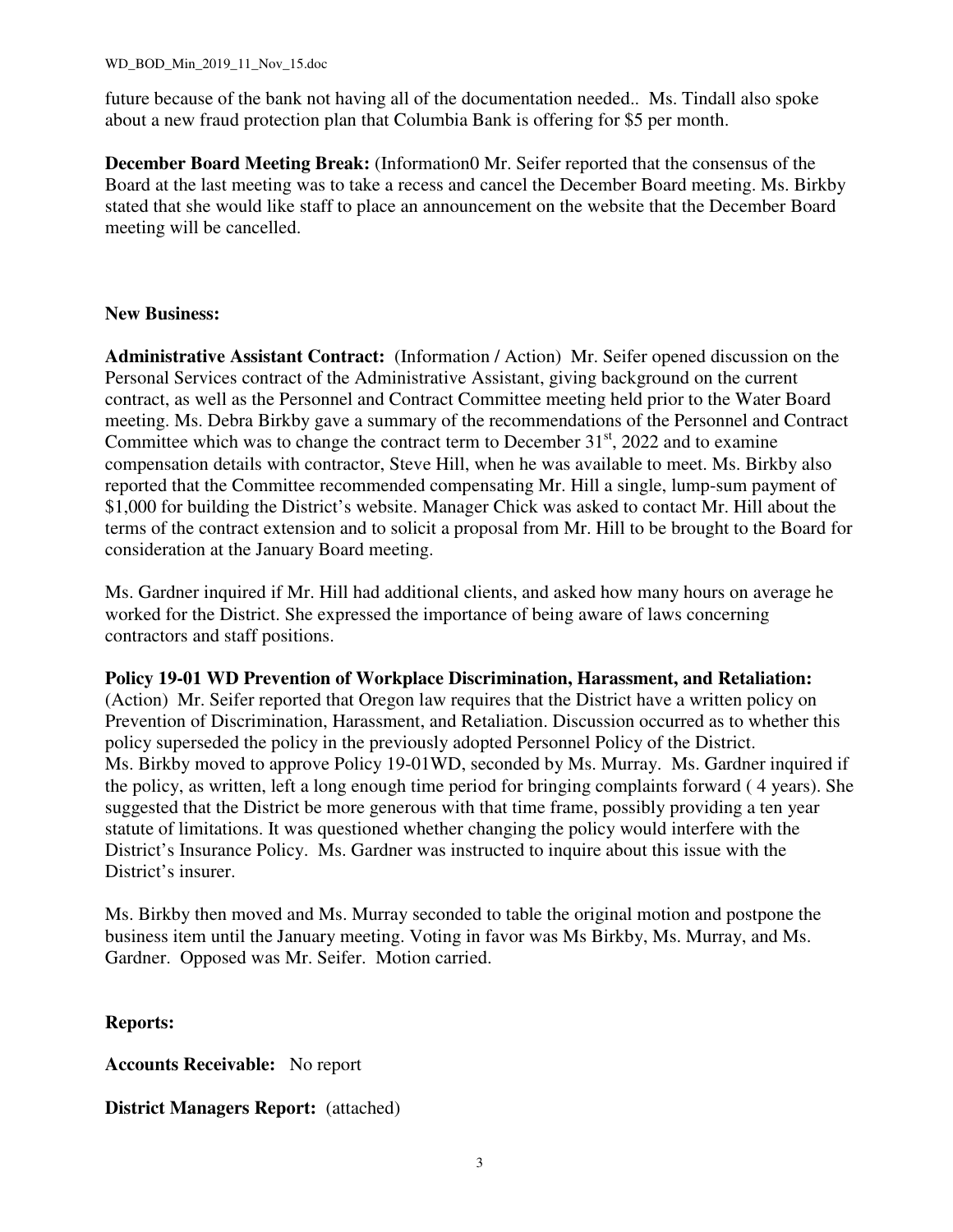future because of the bank not having all of the documentation needed.. Ms. Tindall also spoke about a new fraud protection plan that Columbia Bank is offering for $5 per month.

**December Board Meeting Break:** (Information0 Mr. Seifer reported that the consensus of the Board at the last meeting was to take a recess and cancel the December Board meeting. Ms. Birkby stated that she would like staff to place an announcement on the website that the December Board meeting will be cancelled.

**New Business:**

**Administrative Assistant Contract:** (Information / Action) Mr. Seifer opened discussion on the Personal Services contract of the Administrative Assistant, giving background on the current contract, as well as the Personnel and Contract Committee meeting held prior to the Water Board meeting. Ms. Debra Birkby gave a summary of the recommendations of the Personnel and Contract Committee which was to change the contract term to December 31st, 2022 and to examine compensation details with contractor, Steve Hill, when he was available to meet. Ms. Birkby also reported that the Committee recommended compensating Mr. Hill a single, lump-sum payment of $1,000 for building the District's website. Manager Chick was asked to contact Mr. Hill about the terms of the contract extension and to solicit a proposal from Mr. Hill to be brought to the Board for consideration at the January Board meeting.

Ms. Gardner inquired if Mr. Hill had additional clients, and asked how many hours on average he worked for the District. She expressed the importance of being aware of laws concerning contractors and staff positions.

**Policy 19-01 WD Prevention of Workplace Discrimination, Harassment, and Retaliation:** (Action) Mr. Seifer reported that Oregon law requires that the District have a written policy on Prevention of Discrimination, Harassment, and Retaliation. Discussion occurred as to whether this policy superseded the policy in the previously adopted Personnel Policy of the District. Ms. Birkby moved to approve Policy 19-01WD, seconded by Ms. Murray. Ms. Gardner inquired if the policy, as written, left a long enough time period for bringing complaints forward ( 4 years). She suggested that the District be more generous with that time frame, possibly providing a ten year statute of limitations. It was questioned whether changing the policy would interfere with the District's Insurance Policy. Ms. Gardner was instructed to inquire about this issue with the District's insurer.

Ms. Birkby then moved and Ms. Murray seconded to table the original motion and postpone the business item until the January meeting. Voting in favor was Ms Birkby, Ms. Murray, and Ms. Gardner. Opposed was Mr. Seifer. Motion carried.

**Reports:**

**Accounts Receivable:** No report

**District Managers Report:** (attached)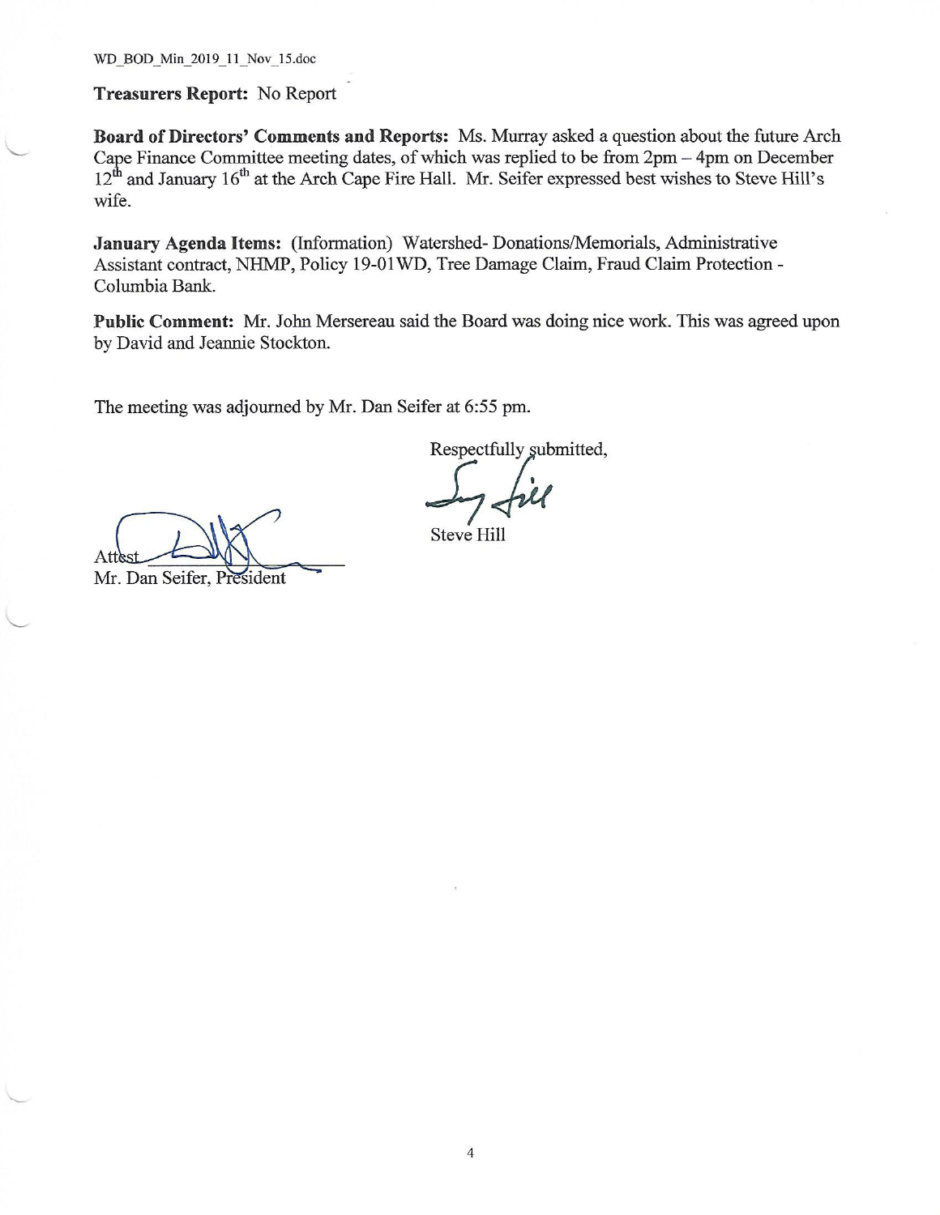**Treasurers Report:** No Report

**Board of Directors' Comments and Reports:** Ms. Murray asked a question about the future Arch Cape Finance Committee meeting dates, of which was replied to be from 2pm – 4pm on December 12th and January 16th at the Arch Cape Fire Hall. Mr. Seifer expressed best wishes to Steve Hill's wife.

**January Agenda Items:** (Information) Watershed- Donations/Memorials, Administrative Assistant contract, NHMP, Policy 19-01WD, Tree Damage Claim, Fraud Claim Protection - Columbia Bank.

**Public Comment:** Mr. John Mersereau said the Board was doing nice work. This was agreed upon by David and Jeannie Stockton.

The meeting was adjourned by Mr. Dan Seifer at 6:55 pm.

Respectfully submitted,

Steve Hill

Attest ______________________

Mr. Dan Seifer, President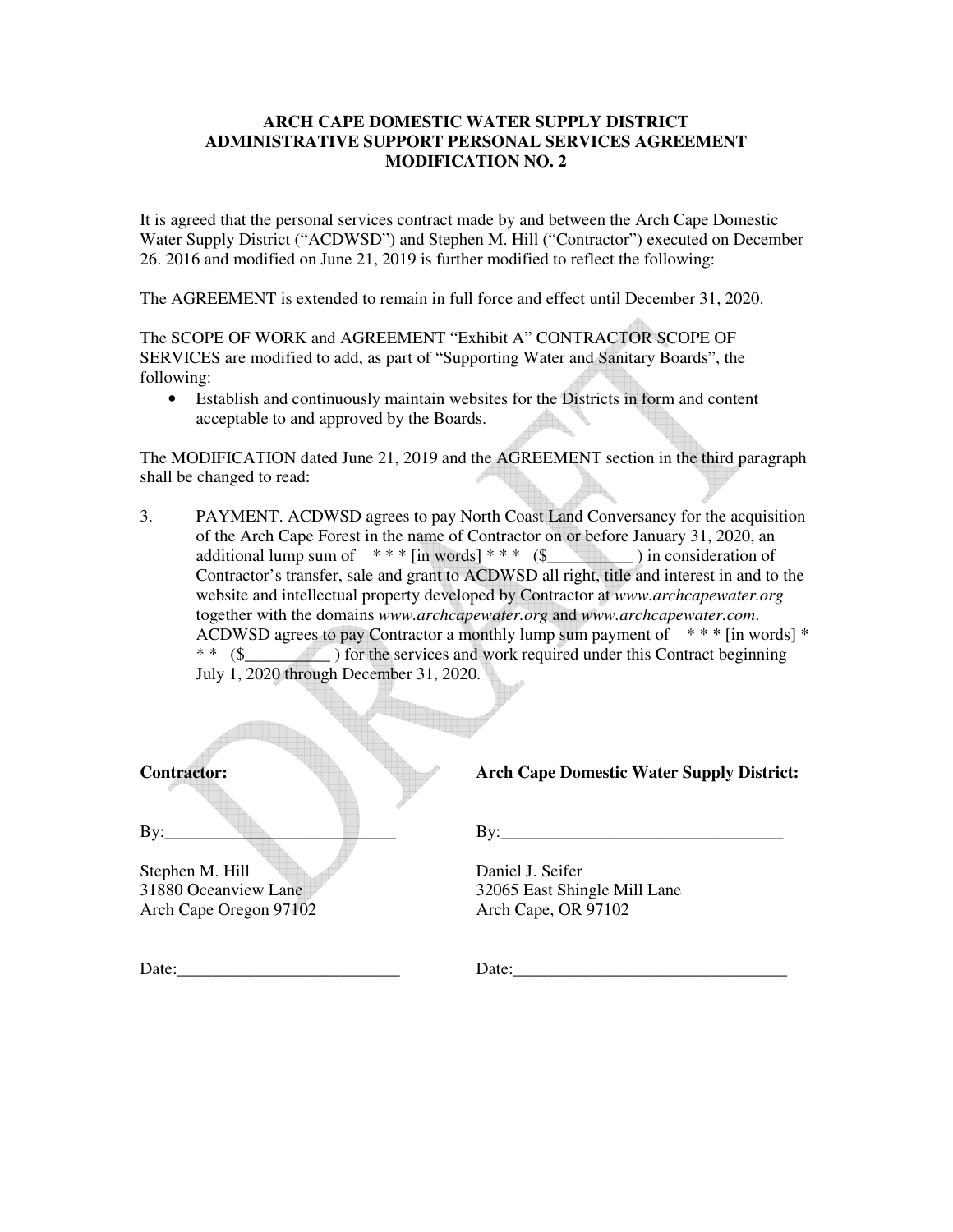**ARCH CAPE DOMESTIC WATER SUPPLY DISTRICT**
**ADMINISTRATIVE SUPPORT PERSONAL SERVICES AGREEMENT**
**MODIFICATION NO. 2**

It is agreed that the personal services contract made by and between the Arch Cape Domestic Water Supply District ("ACDWSD") and Stephen M. Hill ("Contractor") executed on December 26. 2016 and modified on June 21, 2019 is further modified to reflect the following:

The AGREEMENT is extended to remain in full force and effect until December 31, 2020.

The SCOPE OF WORK and AGREEMENT "Exhibit A" CONTRACTOR SCOPE OF SERVICES are modified to add, as part of "Supporting Water and Sanitary Boards", the following:

- Establish and continuously maintain websites for the Districts in form and content acceptable to and approved by the Boards.

The MODIFICATION dated June 21, 2019 and the AGREEMENT section in the third paragraph shall be changed to read:

3. PAYMENT. ACDWSD agrees to pay North Coast Land Conversancy for the acquisition of the Arch Cape Forest in the name of Contractor on or before January 31, 2020, an additional lump sum of * * * [in words] * * * ($__________ ) in consideration of Contractor's transfer, sale and grant to ACDWSD all right, title and interest in and to the website and intellectual property developed by Contractor at *www.archcapewater.org* together with the domains *www.archcapewater.org* and *www.archcapewater.com*. ACDWSD agrees to pay Contractor a monthly lump sum payment of * * * [in words] * * * ($__________ ) for the services and work required under this Contract beginning July 1, 2020 through December 31, 2020.

| **Contractor:** | **Arch Cape Domestic Water Supply District:** |
| --- | --- |
| By:____________________________ | By:__________________________________ |
| Stephen M. Hill<br>31880 Oceanview Lane<br>Arch Cape Oregon 97102 | Daniel J. Seifer<br>32065 East Shingle Mill Lane<br>Arch Cape, OR 97102 |
| Date:__________________________ | Date:_________________________________ |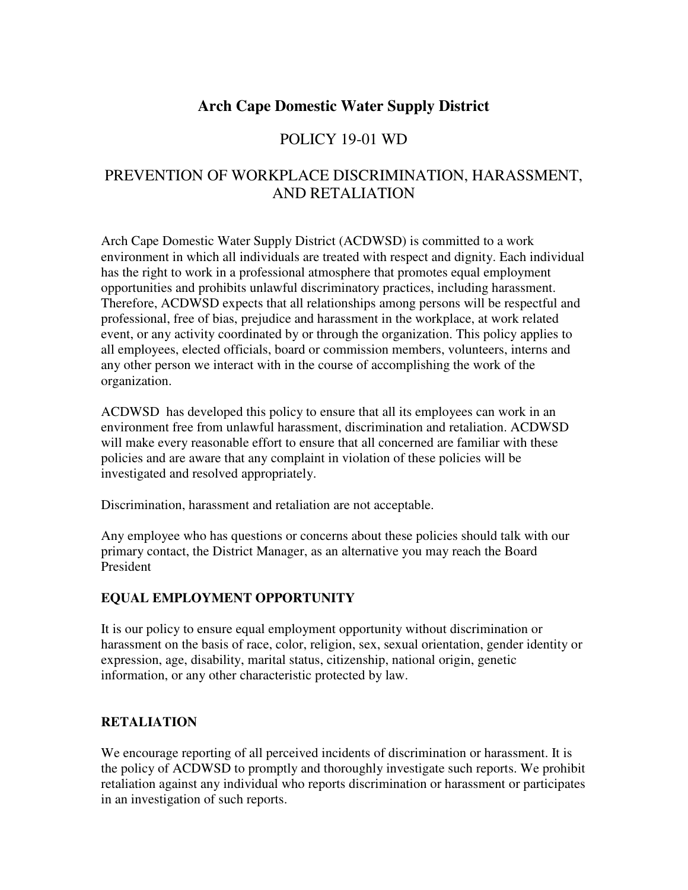# Arch Cape Domestic Water Supply District

## POLICY 19-01 WD

## PREVENTION OF WORKPLACE DISCRIMINATION, HARASSMENT, AND RETALIATION

Arch Cape Domestic Water Supply District (ACDWSD) is committed to a work environment in which all individuals are treated with respect and dignity. Each individual has the right to work in a professional atmosphere that promotes equal employment opportunities and prohibits unlawful discriminatory practices, including harassment. Therefore, ACDWSD expects that all relationships among persons will be respectful and professional, free of bias, prejudice and harassment in the workplace, at work related event, or any activity coordinated by or through the organization. This policy applies to all employees, elected officials, board or commission members, volunteers, interns and any other person we interact with in the course of accomplishing the work of the organization.

ACDWSD has developed this policy to ensure that all its employees can work in an environment free from unlawful harassment, discrimination and retaliation. ACDWSD will make every reasonable effort to ensure that all concerned are familiar with these policies and are aware that any complaint in violation of these policies will be investigated and resolved appropriately.

Discrimination, harassment and retaliation are not acceptable.

Any employee who has questions or concerns about these policies should talk with our primary contact, the District Manager, as an alternative you may reach the Board President

**EQUAL EMPLOYMENT OPPORTUNITY**

It is our policy to ensure equal employment opportunity without discrimination or harassment on the basis of race, color, religion, sex, sexual orientation, gender identity or expression, age, disability, marital status, citizenship, national origin, genetic information, or any other characteristic protected by law.

**RETALIATION**

We encourage reporting of all perceived incidents of discrimination or harassment. It is the policy of ACDWSD to promptly and thoroughly investigate such reports. We prohibit retaliation against any individual who reports discrimination or harassment or participates in an investigation of such reports.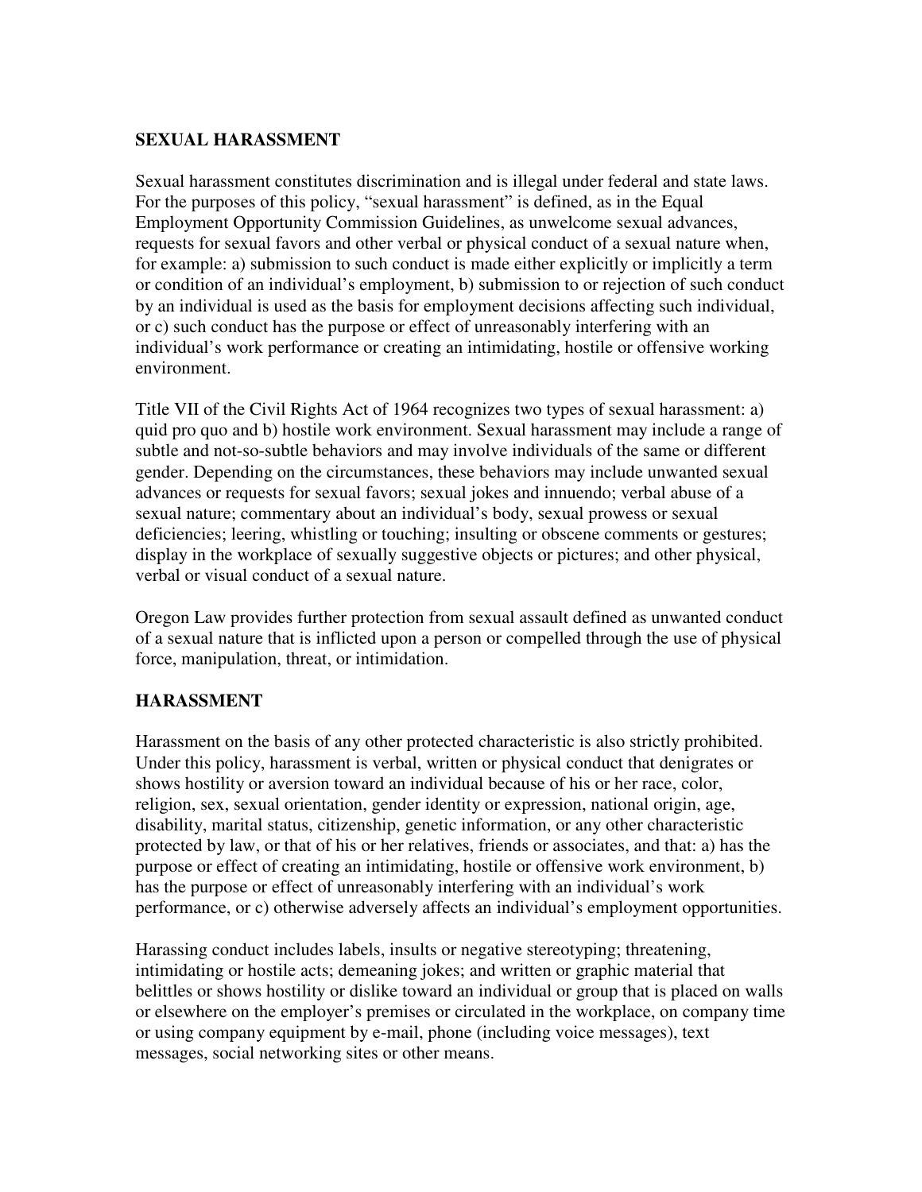## SEXUAL HARASSMENT

Sexual harassment constitutes discrimination and is illegal under federal and state laws. For the purposes of this policy, "sexual harassment" is defined, as in the Equal Employment Opportunity Commission Guidelines, as unwelcome sexual advances, requests for sexual favors and other verbal or physical conduct of a sexual nature when, for example: a) submission to such conduct is made either explicitly or implicitly a term or condition of an individual's employment, b) submission to or rejection of such conduct by an individual is used as the basis for employment decisions affecting such individual, or c) such conduct has the purpose or effect of unreasonably interfering with an individual's work performance or creating an intimidating, hostile or offensive working environment.

Title VII of the Civil Rights Act of 1964 recognizes two types of sexual harassment: a) quid pro quo and b) hostile work environment. Sexual harassment may include a range of subtle and not-so-subtle behaviors and may involve individuals of the same or different gender. Depending on the circumstances, these behaviors may include unwanted sexual advances or requests for sexual favors; sexual jokes and innuendo; verbal abuse of a sexual nature; commentary about an individual's body, sexual prowess or sexual deficiencies; leering, whistling or touching; insulting or obscene comments or gestures; display in the workplace of sexually suggestive objects or pictures; and other physical, verbal or visual conduct of a sexual nature.

Oregon Law provides further protection from sexual assault defined as unwanted conduct of a sexual nature that is inflicted upon a person or compelled through the use of physical force, manipulation, threat, or intimidation.

## HARASSMENT

Harassment on the basis of any other protected characteristic is also strictly prohibited. Under this policy, harassment is verbal, written or physical conduct that denigrates or shows hostility or aversion toward an individual because of his or her race, color, religion, sex, sexual orientation, gender identity or expression, national origin, age, disability, marital status, citizenship, genetic information, or any other characteristic protected by law, or that of his or her relatives, friends or associates, and that: a) has the purpose or effect of creating an intimidating, hostile or offensive work environment, b) has the purpose or effect of unreasonably interfering with an individual's work performance, or c) otherwise adversely affects an individual's employment opportunities.

Harassing conduct includes labels, insults or negative stereotyping; threatening, intimidating or hostile acts; demeaning jokes; and written or graphic material that belittles or shows hostility or dislike toward an individual or group that is placed on walls or elsewhere on the employer's premises or circulated in the workplace, on company time or using company equipment by e-mail, phone (including voice messages), text messages, social networking sites or other means.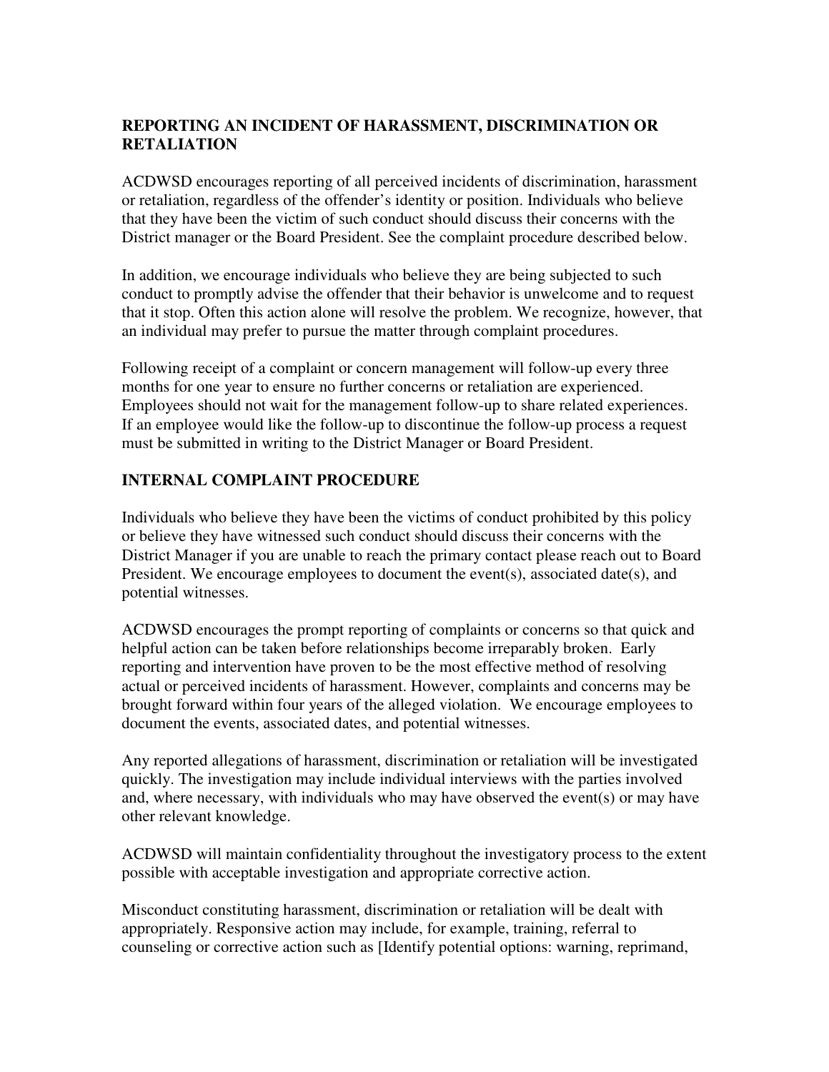## REPORTING AN INCIDENT OF HARASSMENT, DISCRIMINATION OR RETALIATION

ACDWSD encourages reporting of all perceived incidents of discrimination, harassment or retaliation, regardless of the offender's identity or position. Individuals who believe that they have been the victim of such conduct should discuss their concerns with the District manager or the Board President. See the complaint procedure described below.

In addition, we encourage individuals who believe they are being subjected to such conduct to promptly advise the offender that their behavior is unwelcome and to request that it stop. Often this action alone will resolve the problem. We recognize, however, that an individual may prefer to pursue the matter through complaint procedures.

Following receipt of a complaint or concern management will follow-up every three months for one year to ensure no further concerns or retaliation are experienced. Employees should not wait for the management follow-up to share related experiences. If an employee would like the follow-up to discontinue the follow-up process a request must be submitted in writing to the District Manager or Board President.

## INTERNAL COMPLAINT PROCEDURE

Individuals who believe they have been the victims of conduct prohibited by this policy or believe they have witnessed such conduct should discuss their concerns with the District Manager if you are unable to reach the primary contact please reach out to Board President. We encourage employees to document the event(s), associated date(s), and potential witnesses.

ACDWSD encourages the prompt reporting of complaints or concerns so that quick and helpful action can be taken before relationships become irreparably broken. Early reporting and intervention have proven to be the most effective method of resolving actual or perceived incidents of harassment. However, complaints and concerns may be brought forward within four years of the alleged violation. We encourage employees to document the events, associated dates, and potential witnesses.

Any reported allegations of harassment, discrimination or retaliation will be investigated quickly. The investigation may include individual interviews with the parties involved and, where necessary, with individuals who may have observed the event(s) or may have other relevant knowledge.

ACDWSD will maintain confidentiality throughout the investigatory process to the extent possible with acceptable investigation and appropriate corrective action.

Misconduct constituting harassment, discrimination or retaliation will be dealt with appropriately. Responsive action may include, for example, training, referral to counseling or corrective action such as [Identify potential options: warning, reprimand,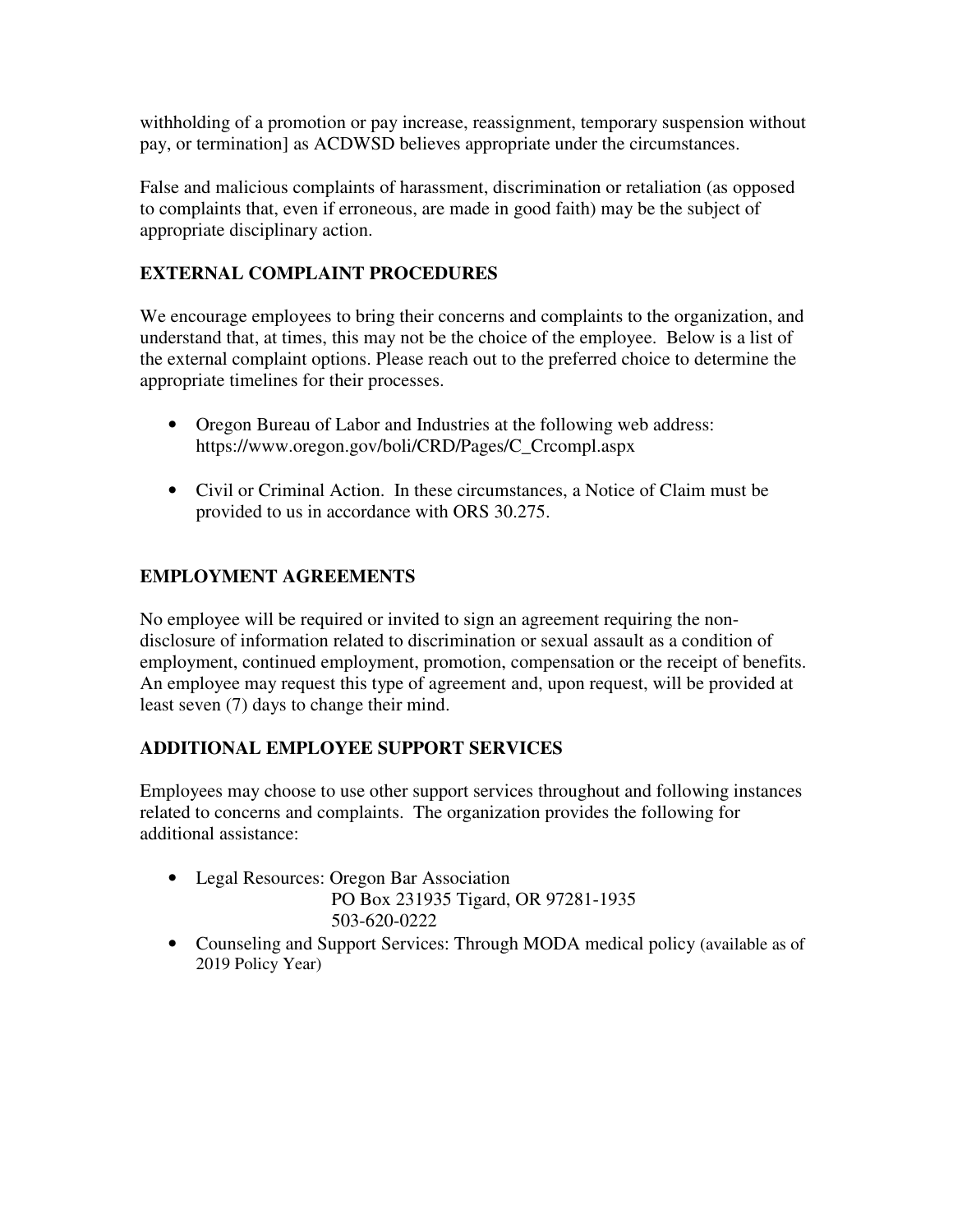withholding of a promotion or pay increase, reassignment, temporary suspension without pay, or termination] as ACDWSD believes appropriate under the circumstances.

False and malicious complaints of harassment, discrimination or retaliation (as opposed to complaints that, even if erroneous, are made in good faith) may be the subject of appropriate disciplinary action.

## EXTERNAL COMPLAINT PROCEDURES

We encourage employees to bring their concerns and complaints to the organization, and understand that, at times, this may not be the choice of the employee. Below is a list of the external complaint options. Please reach out to the preferred choice to determine the appropriate timelines for their processes.

- Oregon Bureau of Labor and Industries at the following web address: https://www.oregon.gov/boli/CRD/Pages/C_Crcompl.aspx
- Civil or Criminal Action. In these circumstances, a Notice of Claim must be provided to us in accordance with ORS 30.275.

## EMPLOYMENT AGREEMENTS

No employee will be required or invited to sign an agreement requiring the non-disclosure of information related to discrimination or sexual assault as a condition of employment, continued employment, promotion, compensation or the receipt of benefits. An employee may request this type of agreement and, upon request, will be provided at least seven (7) days to change their mind.

## ADDITIONAL EMPLOYEE SUPPORT SERVICES

Employees may choose to use other support services throughout and following instances related to concerns and complaints. The organization provides the following for additional assistance:

- Legal Resources: Oregon Bar Association
  PO Box 231935 Tigard, OR 97281-1935
  503-620-0222
- Counseling and Support Services: Through MODA medical policy (available as of 2019 Policy Year)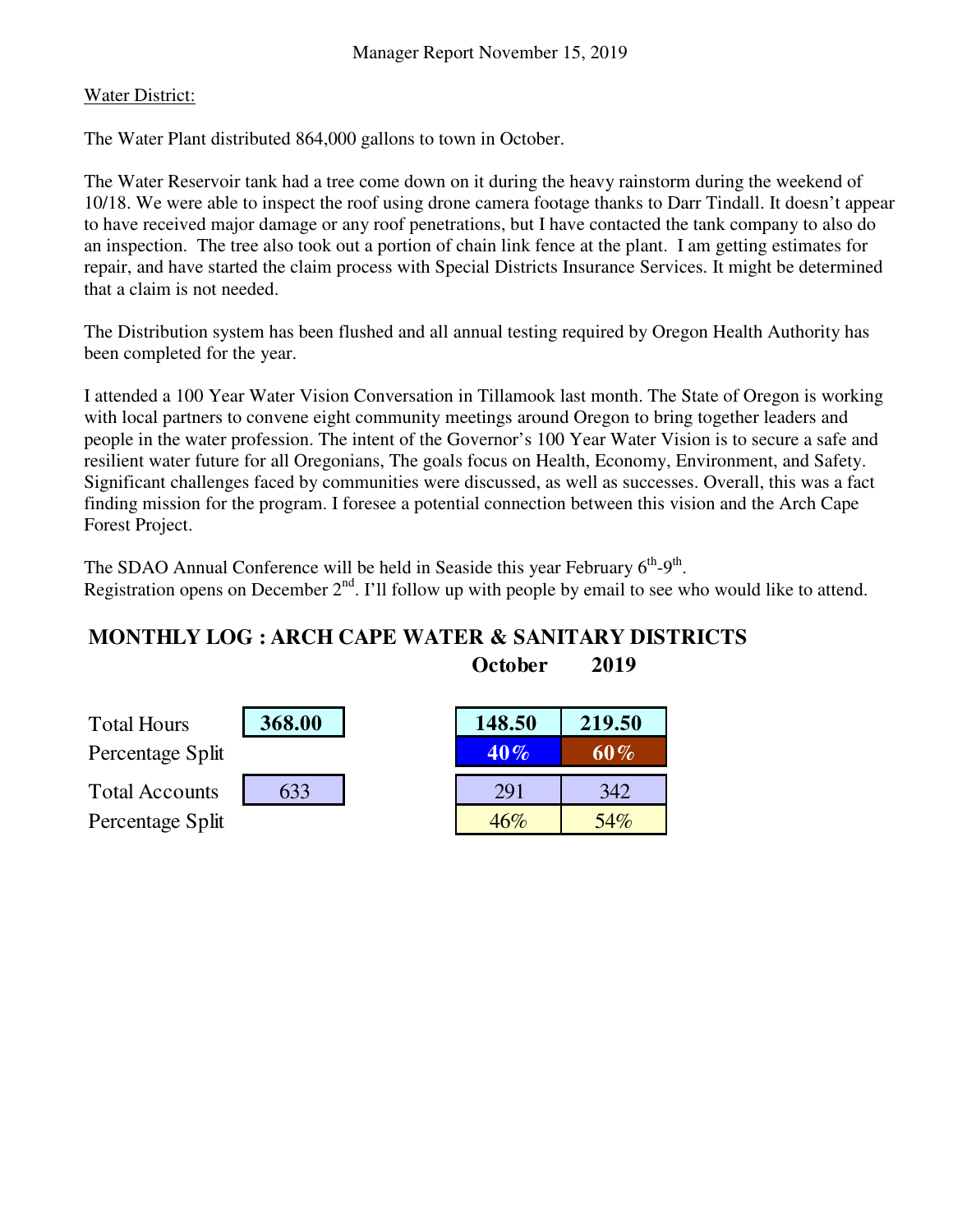Manager Report November 15, 2019

Water District:

The Water Plant distributed 864,000 gallons to town in October.

The Water Reservoir tank had a tree come down on it during the heavy rainstorm during the weekend of 10/18. We were able to inspect the roof using drone camera footage thanks to Darr Tindall. It doesn't appear to have received major damage or any roof penetrations, but I have contacted the tank company to also do an inspection. The tree also took out a portion of chain link fence at the plant. I am getting estimates for repair, and have started the claim process with Special Districts Insurance Services. It might be determined that a claim is not needed.

The Distribution system has been flushed and all annual testing required by Oregon Health Authority has been completed for the year.

I attended a 100 Year Water Vision Conversation in Tillamook last month. The State of Oregon is working with local partners to convene eight community meetings around Oregon to bring together leaders and people in the water profession. The intent of the Governor's 100 Year Water Vision is to secure a safe and resilient water future for all Oregonians, The goals focus on Health, Economy, Environment, and Safety. Significant challenges faced by communities were discussed, as well as successes. Overall, this was a fact finding mission for the program. I foresee a potential connection between this vision and the Arch Cape Forest Project.

The SDAO Annual Conference will be held in Seaside this year February 6th-9th.
Registration opens on December 2nd. I'll follow up with people by email to see who would like to attend.

## MONTHLY LOG : ARCH CAPE WATER & SANITARY DISTRICTS

**October 2019**

| | | | |
|---|---|---|---|
| Total Hours | **368.00** | **148.50** | **219.50** |
| Percentage Split | | **40%** | **60%** |
| Total Accounts | 633 | 291 | 342 |
| Percentage Split | | 46% | 54% |